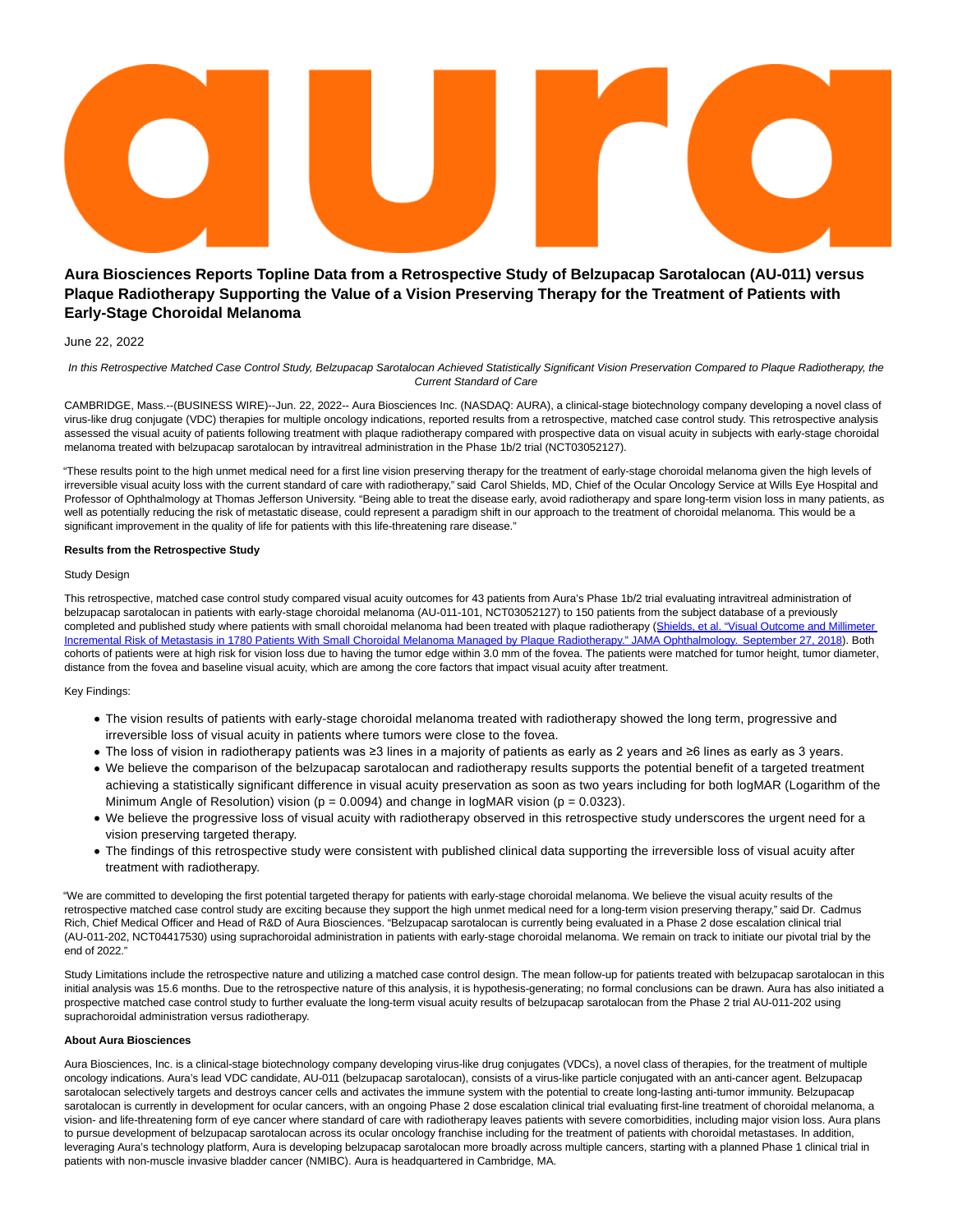# Aura Biosciences Reports Topline Data from a Retrospective Study of Belzupacap Sarotalocan (AU-011) versus Plaque Radiotherapy Supporting the Value of a Vision Preserving Therapy for the Treatment of Patients with Early-Stage Choroidal Melanoma

June 22, 2022

*In this Retrospective Matched Case Control Study, Belzupacap Sarotalocan Achieved Statistically Significant Vision Preservation Compared to Plaque Radiotherapy, the Current Standard of Care*

CAMBRIDGE, Mass.--(BUSINESS WIRE)--Jun. 22, 2022-- Aura Biosciences Inc. (NASDAQ: AURA), a clinical-stage biotechnology company developing a novel class of virus-like drug conjugate (VDC) therapies for multiple oncology indications, reported results from a retrospective, matched case control study. This retrospective analysis assessed the visual acuity of patients following treatment with plaque radiotherapy compared with prospective data on visual acuity in subjects with early-stage choroidal melanoma treated with belzupacap sarotalocan by intravitreal administration in the Phase 1b/2 trial (NCT03052127).

"These results point to the high unmet medical need for a first line vision preserving therapy for the treatment of early-stage choroidal melanoma given the high levels of irreversible visual acuity loss with the current standard of care with radiotherapy," said Carol Shields, MD, Chief of the Ocular Oncology Service at Wills Eye Hospital and Professor of Ophthalmology at Thomas Jefferson University. "Being able to treat the disease early, avoid radiotherapy and spare long-term vision loss in many patients, as well as potentially reducing the risk of metastatic disease, could represent a paradigm shift in our approach to the treatment of choroidal melanoma. This would be a significant improvement in the quality of life for patients with this life-threatening rare disease."

**Results from the Retrospective Study**

Study Design

This retrospective, matched case control study compared visual acuity outcomes for 43 patients from Aura's Phase 1b/2 trial evaluating intravitreal administration of belzupacap sarotalocan in patients with early-stage choroidal melanoma (AU-011-101, NCT03052127) to 150 patients from the subject database of a previously completed and published study where patients with small choroidal melanoma had been treated with plaque radiotherapy (Shields, et al. "Visual Outcome and Millimeter Incremental Risk of Metastasis in 1780 Patients With Small Choroidal Melanoma Managed by Plaque Radiotherapy." JAMA Ophthalmology. September 27, 2018). Both cohorts of patients were at high risk for vision loss due to having the tumor edge within 3.0 mm of the fovea. The patients were matched for tumor height, tumor diameter, distance from the fovea and baseline visual acuity, which are among the core factors that impact visual acuity after treatment.

Key Findings:

- The vision results of patients with early-stage choroidal melanoma treated with radiotherapy showed the long term, progressive and irreversible loss of visual acuity in patients where tumors were close to the fovea.
- The loss of vision in radiotherapy patients was ≥3 lines in a majority of patients as early as 2 years and ≥6 lines as early as 3 years.
- We believe the comparison of the belzupacap sarotalocan and radiotherapy results supports the potential benefit of a targeted treatment achieving a statistically significant difference in visual acuity preservation as soon as two years including for both logMAR (Logarithm of the Minimum Angle of Resolution) vision ($p = 0.0094$) and change in logMAR vision ($p = 0.0323$).
- We believe the progressive loss of visual acuity with radiotherapy observed in this retrospective study underscores the urgent need for a vision preserving targeted therapy.
- The findings of this retrospective study were consistent with published clinical data supporting the irreversible loss of visual acuity after treatment with radiotherapy.

"We are committed to developing the first potential targeted therapy for patients with early-stage choroidal melanoma. We believe the visual acuity results of the retrospective matched case control study are exciting because they support the high unmet medical need for a long-term vision preserving therapy," said Dr. Cadmus Rich, Chief Medical Officer and Head of R&D of Aura Biosciences. "Belzupacap sarotalocan is currently being evaluated in a Phase 2 dose escalation clinical trial (AU-011-202, NCT04417530) using suprachoroidal administration in patients with early-stage choroidal melanoma. We remain on track to initiate our pivotal trial by the end of 2022."

Study Limitations include the retrospective nature and utilizing a matched case control design. The mean follow-up for patients treated with belzupacap sarotalocan in this initial analysis was 15.6 months. Due to the retrospective nature of this analysis, it is hypothesis-generating; no formal conclusions can be drawn. Aura has also initiated a prospective matched case control study to further evaluate the long-term visual acuity results of belzupacap sarotalocan from the Phase 2 trial AU-011-202 using suprachoroidal administration versus radiotherapy.

**About Aura Biosciences**

Aura Biosciences, Inc. is a clinical-stage biotechnology company developing virus-like drug conjugates (VDCs), a novel class of therapies, for the treatment of multiple oncology indications. Aura's lead VDC candidate, AU-011 (belzupacap sarotalocan), consists of a virus-like particle conjugated with an anti-cancer agent. Belzupacap sarotalocan selectively targets and destroys cancer cells and activates the immune system with the potential to create long-lasting anti-tumor immunity. Belzupacap sarotalocan is currently in development for ocular cancers, with an ongoing Phase 2 dose escalation clinical trial evaluating first-line treatment of choroidal melanoma, a vision- and life-threatening form of eye cancer where standard of care with radiotherapy leaves patients with severe comorbidities, including major vision loss. Aura plans to pursue development of belzupacap sarotalocan across its ocular oncology franchise including for the treatment of patients with choroidal metastases. In addition, leveraging Aura's technology platform, Aura is developing belzupacap sarotalocan more broadly across multiple cancers, starting with a planned Phase 1 clinical trial in patients with non-muscle invasive bladder cancer (NMIBC). Aura is headquartered in Cambridge, MA.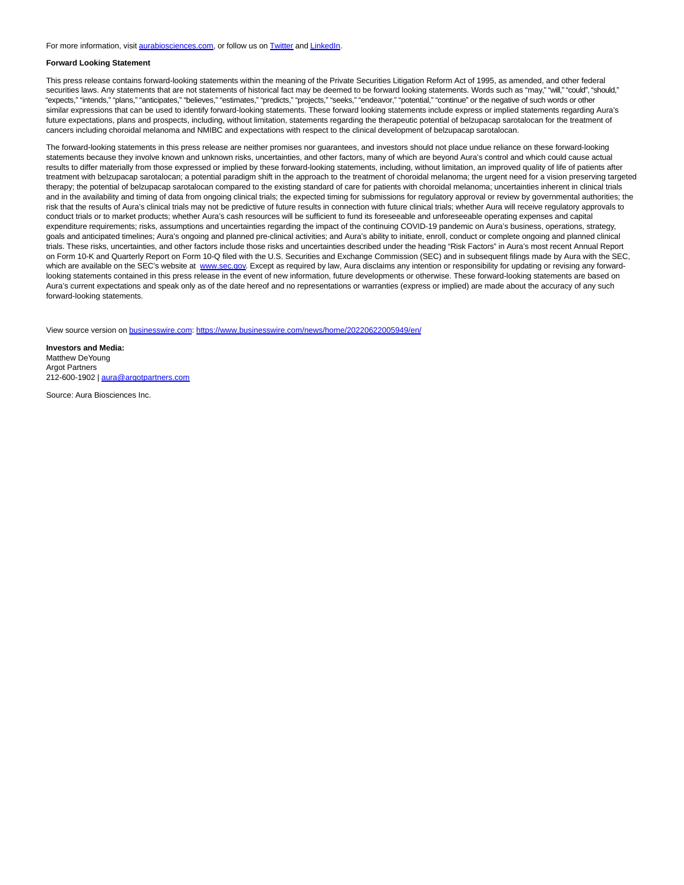For more information, visit aurabiosciences.com, or follow us on Twitter and LinkedIn.

**Forward Looking Statement**

This press release contains forward-looking statements within the meaning of the Private Securities Litigation Reform Act of 1995, as amended, and other federal securities laws. Any statements that are not statements of historical fact may be deemed to be forward looking statements. Words such as "may," "will," "could", "should," "expects," "intends," "plans," "anticipates," "believes," "estimates," "predicts," "projects," "seeks," "endeavor," "potential," "continue" or the negative of such words or other similar expressions that can be used to identify forward-looking statements. These forward looking statements include express or implied statements regarding Aura's future expectations, plans and prospects, including, without limitation, statements regarding the therapeutic potential of belzupacap sarotalocan for the treatment of cancers including choroidal melanoma and NMIBC and expectations with respect to the clinical development of belzupacap sarotalocan.

The forward-looking statements in this press release are neither promises nor guarantees, and investors should not place undue reliance on these forward-looking statements because they involve known and unknown risks, uncertainties, and other factors, many of which are beyond Aura's control and which could cause actual results to differ materially from those expressed or implied by these forward-looking statements, including, without limitation, an improved quality of life of patients after treatment with belzupacap sarotalocan; a potential paradigm shift in the approach to the treatment of choroidal melanoma; the urgent need for a vision preserving targeted therapy; the potential of belzupacap sarotalocan compared to the existing standard of care for patients with choroidal melanoma; uncertainties inherent in clinical trials and in the availability and timing of data from ongoing clinical trials; the expected timing for submissions for regulatory approval or review by governmental authorities; the risk that the results of Aura's clinical trials may not be predictive of future results in connection with future clinical trials; whether Aura will receive regulatory approvals to conduct trials or to market products; whether Aura's cash resources will be sufficient to fund its foreseeable and unforeseeable operating expenses and capital expenditure requirements; risks, assumptions and uncertainties regarding the impact of the continuing COVID-19 pandemic on Aura's business, operations, strategy, goals and anticipated timelines; Aura's ongoing and planned pre-clinical activities; and Aura's ability to initiate, enroll, conduct or complete ongoing and planned clinical trials. These risks, uncertainties, and other factors include those risks and uncertainties described under the heading "Risk Factors" in Aura's most recent Annual Report on Form 10-K and Quarterly Report on Form 10-Q filed with the U.S. Securities and Exchange Commission (SEC) and in subsequent filings made by Aura with the SEC, which are available on the SEC's website at www.sec.gov. Except as required by law, Aura disclaims any intention or responsibility for updating or revising any forward-looking statements contained in this press release in the event of new information, future developments or otherwise. These forward-looking statements are based on Aura's current expectations and speak only as of the date hereof and no representations or warranties (express or implied) are made about the accuracy of any such forward-looking statements.

View source version on businesswire.com: https://www.businesswire.com/news/home/20220622005949/en/

**Investors and Media:**
Matthew DeYoung
Argot Partners
212-600-1902 | aura@argotpartners.com

Source: Aura Biosciences Inc.